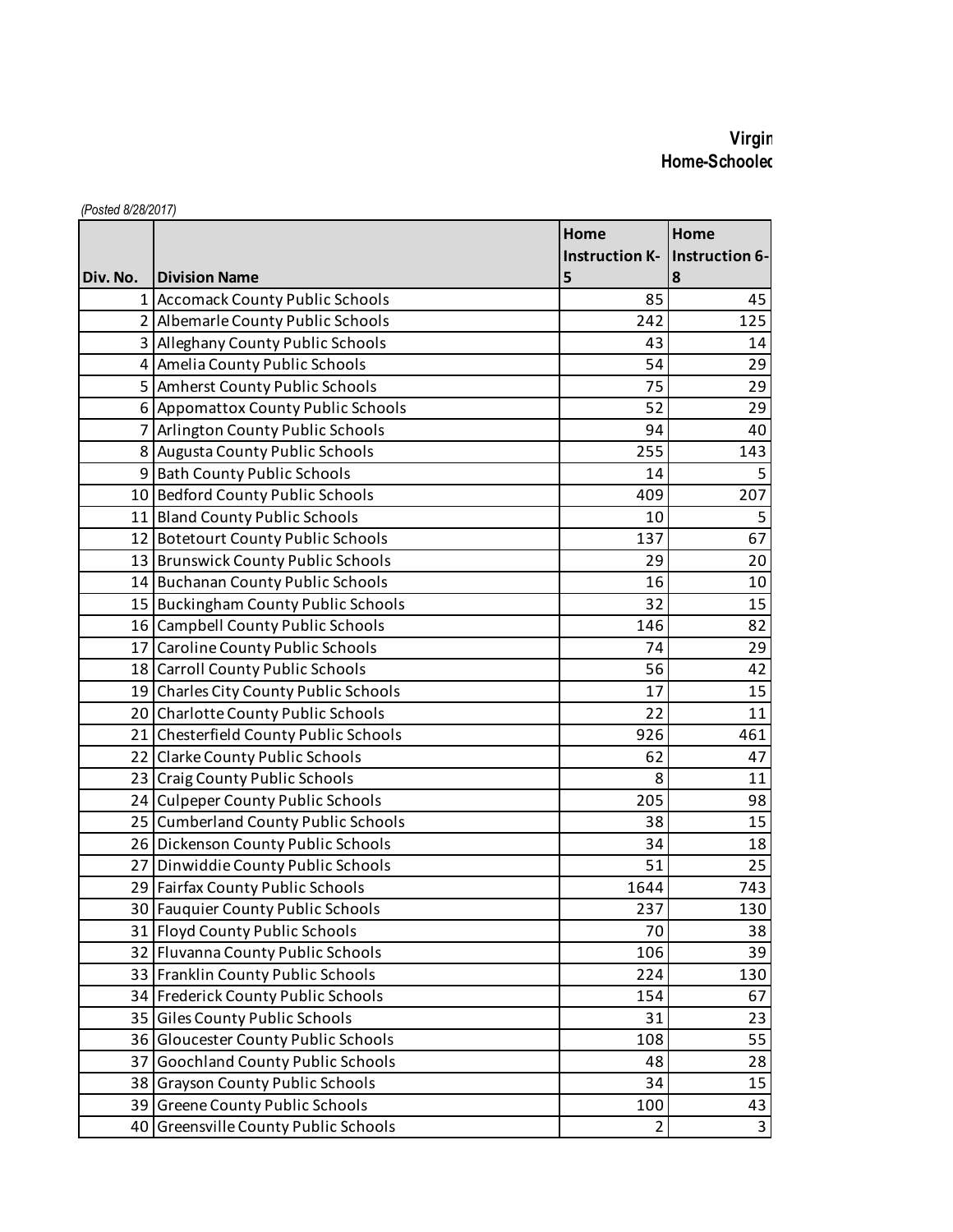**Virgin**
**Home-Schooled**

*(Posted 8/28/2017)*

| Div. No. | Division Name | Home Instruction K-5 | Home Instruction 6-8 |
|---|---|---|---|
| 1 | Accomack County Public Schools | 85 | 45 |
| 2 | Albemarle County Public Schools | 242 | 125 |
| 3 | Alleghany County Public Schools | 43 | 14 |
| 4 | Amelia County Public Schools | 54 | 29 |
| 5 | Amherst County Public Schools | 75 | 29 |
| 6 | Appomattox County Public Schools | 52 | 29 |
| 7 | Arlington County Public Schools | 94 | 40 |
| 8 | Augusta County Public Schools | 255 | 143 |
| 9 | Bath County Public Schools | 14 | 5 |
| 10 | Bedford County Public Schools | 409 | 207 |
| 11 | Bland County Public Schools | 10 | 5 |
| 12 | Botetourt County Public Schools | 137 | 67 |
| 13 | Brunswick County Public Schools | 29 | 20 |
| 14 | Buchanan County Public Schools | 16 | 10 |
| 15 | Buckingham County Public Schools | 32 | 15 |
| 16 | Campbell County Public Schools | 146 | 82 |
| 17 | Caroline County Public Schools | 74 | 29 |
| 18 | Carroll County Public Schools | 56 | 42 |
| 19 | Charles City County Public Schools | 17 | 15 |
| 20 | Charlotte County Public Schools | 22 | 11 |
| 21 | Chesterfield County Public Schools | 926 | 461 |
| 22 | Clarke County Public Schools | 62 | 47 |
| 23 | Craig County Public Schools | 8 | 11 |
| 24 | Culpeper County Public Schools | 205 | 98 |
| 25 | Cumberland County Public Schools | 38 | 15 |
| 26 | Dickenson County Public Schools | 34 | 18 |
| 27 | Dinwiddie County Public Schools | 51 | 25 |
| 29 | Fairfax County Public Schools | 1644 | 743 |
| 30 | Fauquier County Public Schools | 237 | 130 |
| 31 | Floyd County Public Schools | 70 | 38 |
| 32 | Fluvanna County Public Schools | 106 | 39 |
| 33 | Franklin County Public Schools | 224 | 130 |
| 34 | Frederick County Public Schools | 154 | 67 |
| 35 | Giles County Public Schools | 31 | 23 |
| 36 | Gloucester County Public Schools | 108 | 55 |
| 37 | Goochland County Public Schools | 48 | 28 |
| 38 | Grayson County Public Schools | 34 | 15 |
| 39 | Greene County Public Schools | 100 | 43 |
| 40 | Greensville County Public Schools | 2 | 3 |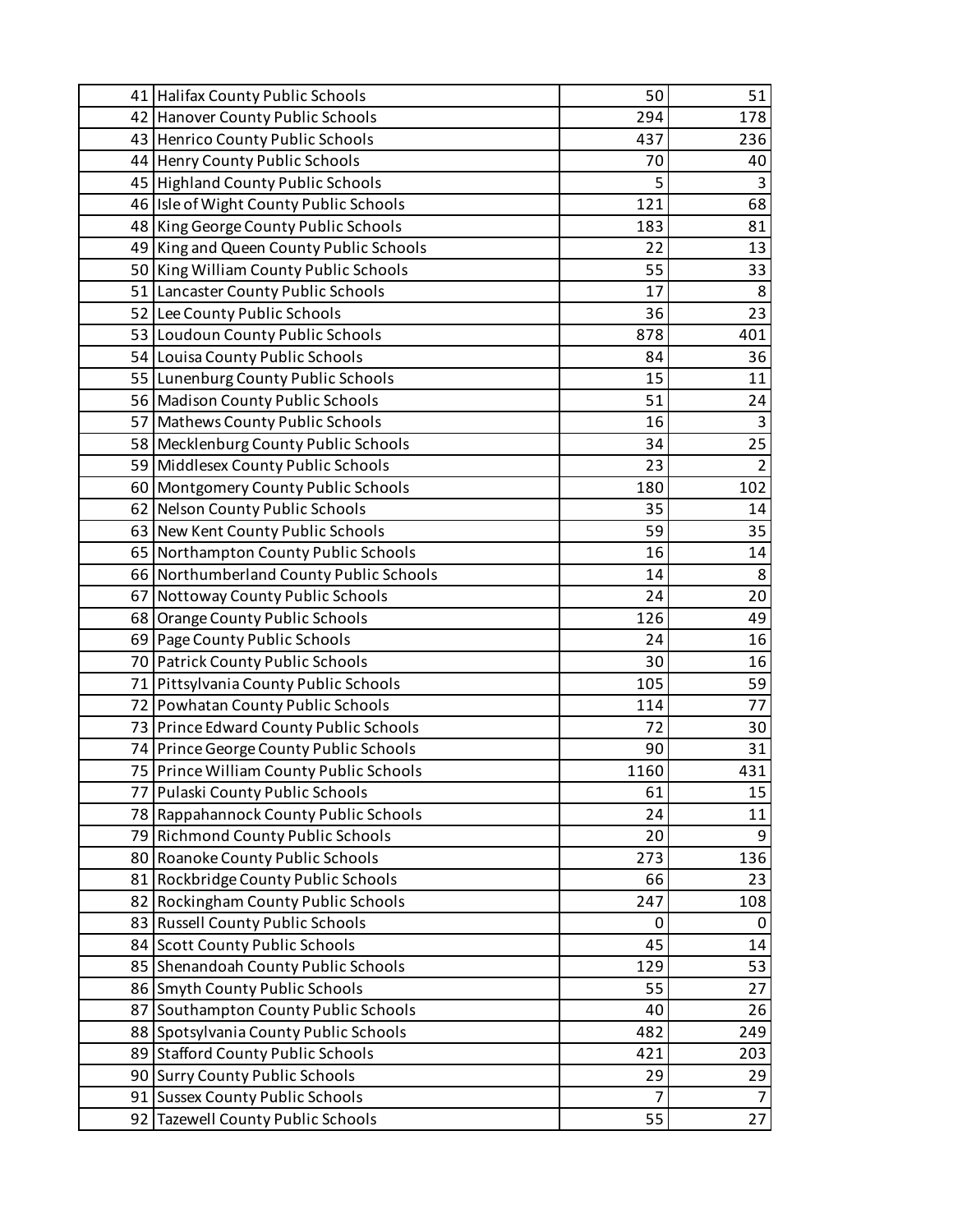| | | | |
|---|---|---|---|
| 41 | Halifax County Public Schools | 50 | 51 |
| 42 | Hanover County Public Schools | 294 | 178 |
| 43 | Henrico County Public Schools | 437 | 236 |
| 44 | Henry County Public Schools | 70 | 40 |
| 45 | Highland County Public Schools | 5 | 3 |
| 46 | Isle of Wight County Public Schools | 121 | 68 |
| 48 | King George County Public Schools | 183 | 81 |
| 49 | King and Queen County Public Schools | 22 | 13 |
| 50 | King William County Public Schools | 55 | 33 |
| 51 | Lancaster County Public Schools | 17 | 8 |
| 52 | Lee County Public Schools | 36 | 23 |
| 53 | Loudoun County Public Schools | 878 | 401 |
| 54 | Louisa County Public Schools | 84 | 36 |
| 55 | Lunenburg County Public Schools | 15 | 11 |
| 56 | Madison County Public Schools | 51 | 24 |
| 57 | Mathews County Public Schools | 16 | 3 |
| 58 | Mecklenburg County Public Schools | 34 | 25 |
| 59 | Middlesex County Public Schools | 23 | 2 |
| 60 | Montgomery County Public Schools | 180 | 102 |
| 62 | Nelson County Public Schools | 35 | 14 |
| 63 | New Kent County Public Schools | 59 | 35 |
| 65 | Northampton County Public Schools | 16 | 14 |
| 66 | Northumberland County Public Schools | 14 | 8 |
| 67 | Nottoway County Public Schools | 24 | 20 |
| 68 | Orange County Public Schools | 126 | 49 |
| 69 | Page County Public Schools | 24 | 16 |
| 70 | Patrick County Public Schools | 30 | 16 |
| 71 | Pittsylvania County Public Schools | 105 | 59 |
| 72 | Powhatan County Public Schools | 114 | 77 |
| 73 | Prince Edward County Public Schools | 72 | 30 |
| 74 | Prince George County Public Schools | 90 | 31 |
| 75 | Prince William County Public Schools | 1160 | 431 |
| 77 | Pulaski County Public Schools | 61 | 15 |
| 78 | Rappahannock County Public Schools | 24 | 11 |
| 79 | Richmond County Public Schools | 20 | 9 |
| 80 | Roanoke County Public Schools | 273 | 136 |
| 81 | Rockbridge County Public Schools | 66 | 23 |
| 82 | Rockingham County Public Schools | 247 | 108 |
| 83 | Russell County Public Schools | 0 | 0 |
| 84 | Scott County Public Schools | 45 | 14 |
| 85 | Shenandoah County Public Schools | 129 | 53 |
| 86 | Smyth County Public Schools | 55 | 27 |
| 87 | Southampton County Public Schools | 40 | 26 |
| 88 | Spotsylvania County Public Schools | 482 | 249 |
| 89 | Stafford County Public Schools | 421 | 203 |
| 90 | Surry County Public Schools | 29 | 29 |
| 91 | Sussex County Public Schools | 7 | 7 |
| 92 | Tazewell County Public Schools | 55 | 27 |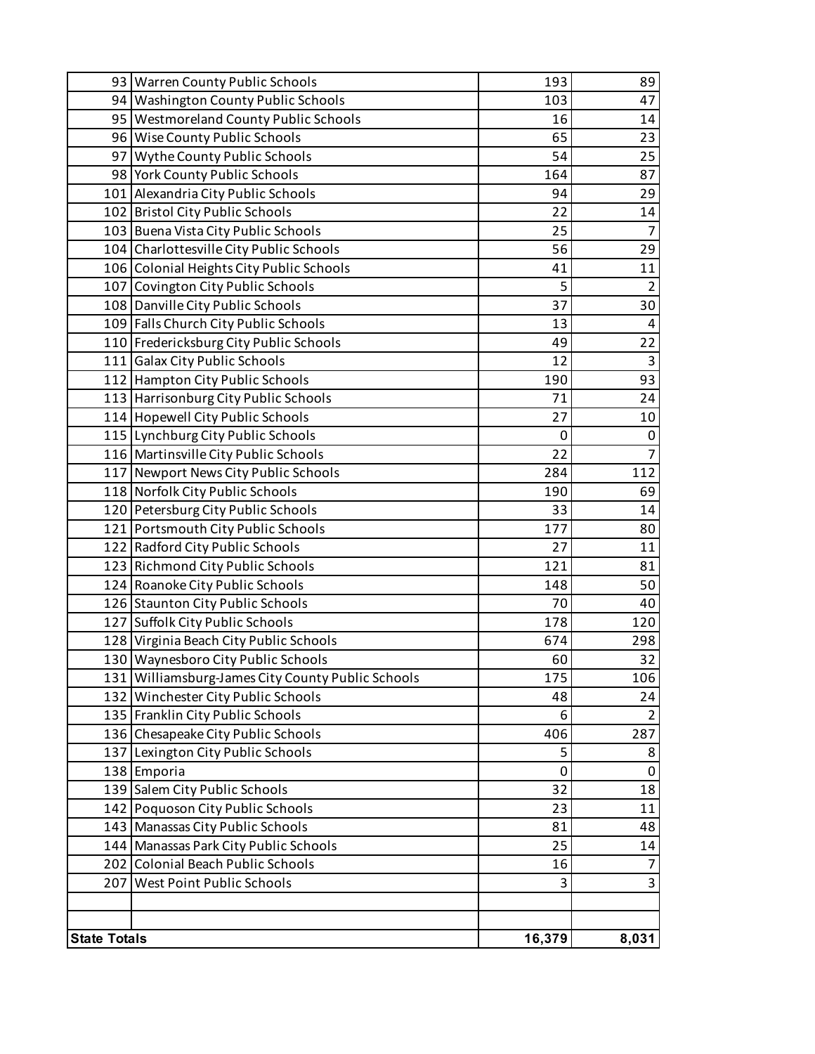| | | | |
|---|---|---|---|
| 93 | Warren County Public Schools | 193 | 89 |
| 94 | Washington County Public Schools | 103 | 47 |
| 95 | Westmoreland County Public Schools | 16 | 14 |
| 96 | Wise County Public Schools | 65 | 23 |
| 97 | Wythe County Public Schools | 54 | 25 |
| 98 | York County Public Schools | 164 | 87 |
| 101 | Alexandria City Public Schools | 94 | 29 |
| 102 | Bristol City Public Schools | 22 | 14 |
| 103 | Buena Vista City Public Schools | 25 | 7 |
| 104 | Charlottesville City Public Schools | 56 | 29 |
| 106 | Colonial Heights City Public Schools | 41 | 11 |
| 107 | Covington City Public Schools | 5 | 2 |
| 108 | Danville City Public Schools | 37 | 30 |
| 109 | Falls Church City Public Schools | 13 | 4 |
| 110 | Fredericksburg City Public Schools | 49 | 22 |
| 111 | Galax City Public Schools | 12 | 3 |
| 112 | Hampton City Public Schools | 190 | 93 |
| 113 | Harrisonburg City Public Schools | 71 | 24 |
| 114 | Hopewell City Public Schools | 27 | 10 |
| 115 | Lynchburg City Public Schools | 0 | 0 |
| 116 | Martinsville City Public Schools | 22 | 7 |
| 117 | Newport News City Public Schools | 284 | 112 |
| 118 | Norfolk City Public Schools | 190 | 69 |
| 120 | Petersburg City Public Schools | 33 | 14 |
| 121 | Portsmouth City Public Schools | 177 | 80 |
| 122 | Radford City Public Schools | 27 | 11 |
| 123 | Richmond City Public Schools | 121 | 81 |
| 124 | Roanoke City Public Schools | 148 | 50 |
| 126 | Staunton City Public Schools | 70 | 40 |
| 127 | Suffolk City Public Schools | 178 | 120 |
| 128 | Virginia Beach City Public Schools | 674 | 298 |
| 130 | Waynesboro City Public Schools | 60 | 32 |
| 131 | Williamsburg-James City County Public Schools | 175 | 106 |
| 132 | Winchester City Public Schools | 48 | 24 |
| 135 | Franklin City Public Schools | 6 | 2 |
| 136 | Chesapeake City Public Schools | 406 | 287 |
| 137 | Lexington City Public Schools | 5 | 8 |
| 138 | Emporia | 0 | 0 |
| 139 | Salem City Public Schools | 32 | 18 |
| 142 | Poquoson City Public Schools | 23 | 11 |
| 143 | Manassas City Public Schools | 81 | 48 |
| 144 | Manassas Park City Public Schools | 25 | 14 |
| 202 | Colonial Beach Public Schools | 16 | 7 |
| 207 | West Point Public Schools | 3 | 3 |
| | | | |
| | | | |
| **State Totals** | | **16,379** | **8,031** |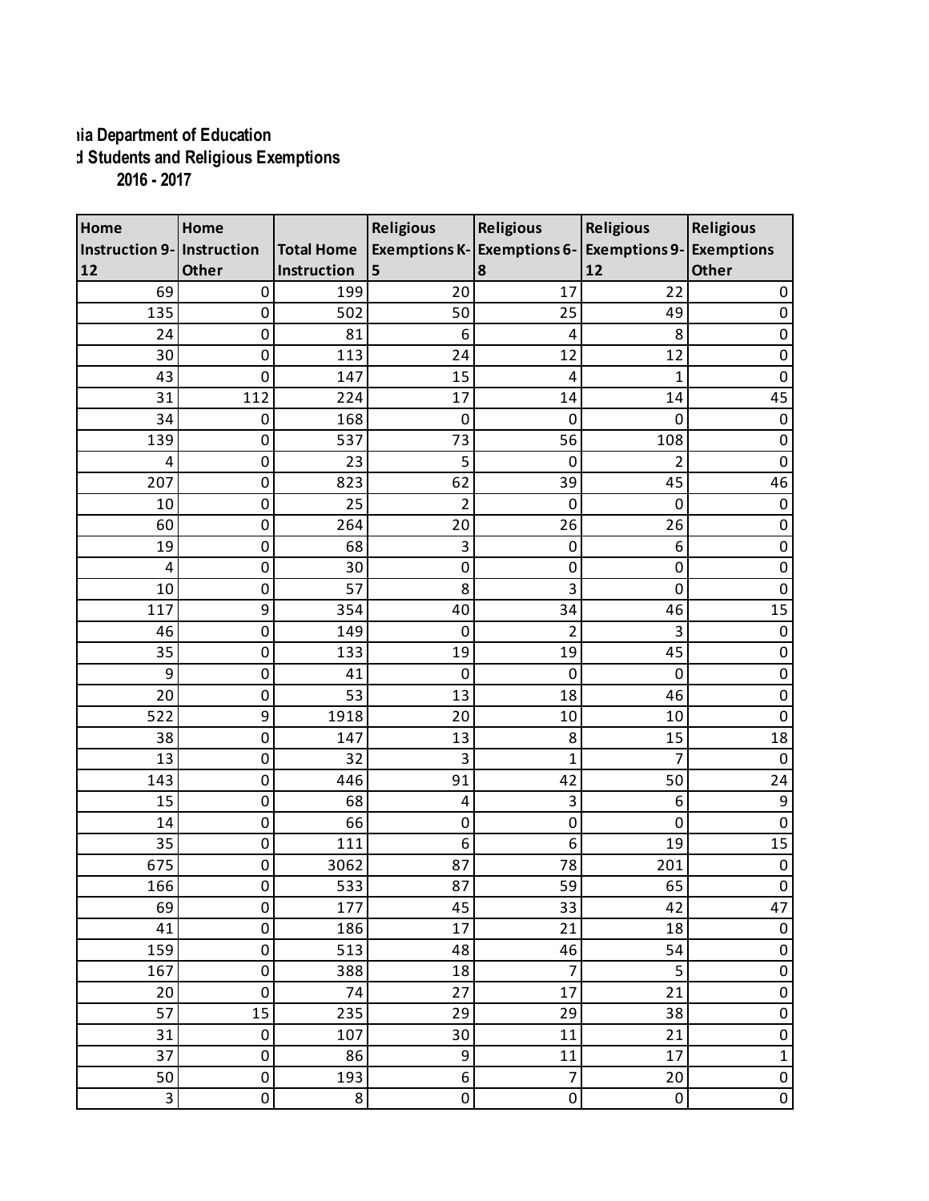ia Department of Education

d Students and Religious Exemptions

2016 - 2017

| Home Instruction 9-12 | Home Instruction Other | Total Home Instruction | Religious Exemptions K-5 | Religious Exemptions 6-8 | Religious Exemptions 9-12 | Religious Exemptions Other |
|---|---|---|---|---|---|---|
| 69 | 0 | 199 | 20 | 17 | 22 | 0 |
| 135 | 0 | 502 | 50 | 25 | 49 | 0 |
| 24 | 0 | 81 | 6 | 4 | 8 | 0 |
| 30 | 0 | 113 | 24 | 12 | 12 | 0 |
| 43 | 0 | 147 | 15 | 4 | 1 | 0 |
| 31 | 112 | 224 | 17 | 14 | 14 | 45 |
| 34 | 0 | 168 | 0 | 0 | 0 | 0 |
| 139 | 0 | 537 | 73 | 56 | 108 | 0 |
| 4 | 0 | 23 | 5 | 0 | 2 | 0 |
| 207 | 0 | 823 | 62 | 39 | 45 | 46 |
| 10 | 0 | 25 | 2 | 0 | 0 | 0 |
| 60 | 0 | 264 | 20 | 26 | 26 | 0 |
| 19 | 0 | 68 | 3 | 0 | 6 | 0 |
| 4 | 0 | 30 | 0 | 0 | 0 | 0 |
| 10 | 0 | 57 | 8 | 3 | 0 | 0 |
| 117 | 9 | 354 | 40 | 34 | 46 | 15 |
| 46 | 0 | 149 | 0 | 2 | 3 | 0 |
| 35 | 0 | 133 | 19 | 19 | 45 | 0 |
| 9 | 0 | 41 | 0 | 0 | 0 | 0 |
| 20 | 0 | 53 | 13 | 18 | 46 | 0 |
| 522 | 9 | 1918 | 20 | 10 | 10 | 0 |
| 38 | 0 | 147 | 13 | 8 | 15 | 18 |
| 13 | 0 | 32 | 3 | 1 | 7 | 0 |
| 143 | 0 | 446 | 91 | 42 | 50 | 24 |
| 15 | 0 | 68 | 4 | 3 | 6 | 9 |
| 14 | 0 | 66 | 0 | 0 | 0 | 0 |
| 35 | 0 | 111 | 6 | 6 | 19 | 15 |
| 675 | 0 | 3062 | 87 | 78 | 201 | 0 |
| 166 | 0 | 533 | 87 | 59 | 65 | 0 |
| 69 | 0 | 177 | 45 | 33 | 42 | 47 |
| 41 | 0 | 186 | 17 | 21 | 18 | 0 |
| 159 | 0 | 513 | 48 | 46 | 54 | 0 |
| 167 | 0 | 388 | 18 | 7 | 5 | 0 |
| 20 | 0 | 74 | 27 | 17 | 21 | 0 |
| 57 | 15 | 235 | 29 | 29 | 38 | 0 |
| 31 | 0 | 107 | 30 | 11 | 21 | 0 |
| 37 | 0 | 86 | 9 | 11 | 17 | 1 |
| 50 | 0 | 193 | 6 | 7 | 20 | 0 |
| 3 | 0 | 8 | 0 | 0 | 0 | 0 |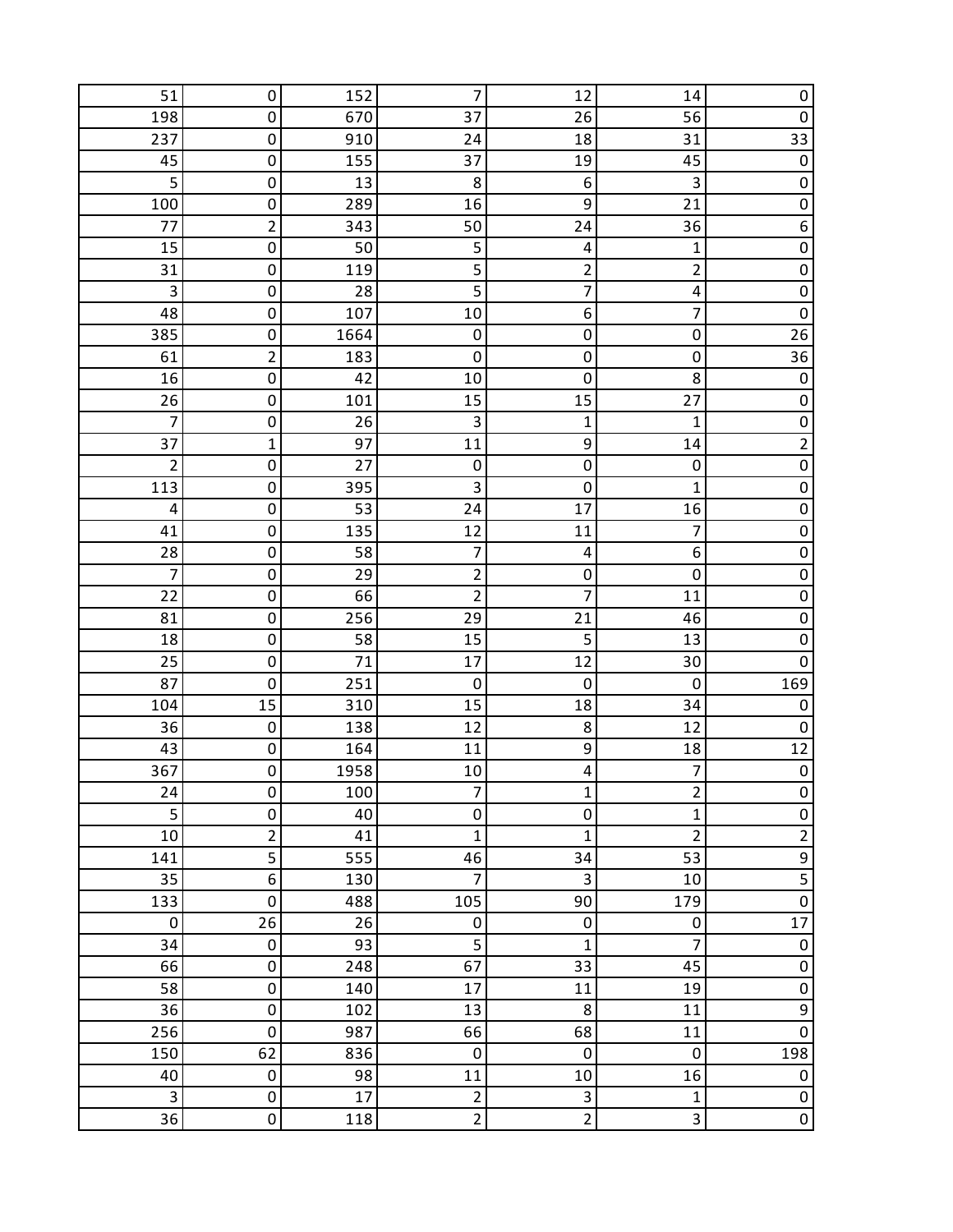| | | | | | | |
|---|---|---|---|---|---|---|
| 51 | 0 | 152 | 7 | 12 | 14 | 0 |
| 198 | 0 | 670 | 37 | 26 | 56 | 0 |
| 237 | 0 | 910 | 24 | 18 | 31 | 33 |
| 45 | 0 | 155 | 37 | 19 | 45 | 0 |
| 5 | 0 | 13 | 8 | 6 | 3 | 0 |
| 100 | 0 | 289 | 16 | 9 | 21 | 0 |
| 77 | 2 | 343 | 50 | 24 | 36 | 6 |
| 15 | 0 | 50 | 5 | 4 | 1 | 0 |
| 31 | 0 | 119 | 5 | 2 | 2 | 0 |
| 3 | 0 | 28 | 5 | 7 | 4 | 0 |
| 48 | 0 | 107 | 10 | 6 | 7 | 0 |
| 385 | 0 | 1664 | 0 | 0 | 0 | 26 |
| 61 | 2 | 183 | 0 | 0 | 0 | 36 |
| 16 | 0 | 42 | 10 | 0 | 8 | 0 |
| 26 | 0 | 101 | 15 | 15 | 27 | 0 |
| 7 | 0 | 26 | 3 | 1 | 1 | 0 |
| 37 | 1 | 97 | 11 | 9 | 14 | 2 |
| 2 | 0 | 27 | 0 | 0 | 0 | 0 |
| 113 | 0 | 395 | 3 | 0 | 1 | 0 |
| 4 | 0 | 53 | 24 | 17 | 16 | 0 |
| 41 | 0 | 135 | 12 | 11 | 7 | 0 |
| 28 | 0 | 58 | 7 | 4 | 6 | 0 |
| 7 | 0 | 29 | 2 | 0 | 0 | 0 |
| 22 | 0 | 66 | 2 | 7 | 11 | 0 |
| 81 | 0 | 256 | 29 | 21 | 46 | 0 |
| 18 | 0 | 58 | 15 | 5 | 13 | 0 |
| 25 | 0 | 71 | 17 | 12 | 30 | 0 |
| 87 | 0 | 251 | 0 | 0 | 0 | 169 |
| 104 | 15 | 310 | 15 | 18 | 34 | 0 |
| 36 | 0 | 138 | 12 | 8 | 12 | 0 |
| 43 | 0 | 164 | 11 | 9 | 18 | 12 |
| 367 | 0 | 1958 | 10 | 4 | 7 | 0 |
| 24 | 0 | 100 | 7 | 1 | 2 | 0 |
| 5 | 0 | 40 | 0 | 0 | 1 | 0 |
| 10 | 2 | 41 | 1 | 1 | 2 | 2 |
| 141 | 5 | 555 | 46 | 34 | 53 | 9 |
| 35 | 6 | 130 | 7 | 3 | 10 | 5 |
| 133 | 0 | 488 | 105 | 90 | 179 | 0 |
| 0 | 26 | 26 | 0 | 0 | 0 | 17 |
| 34 | 0 | 93 | 5 | 1 | 7 | 0 |
| 66 | 0 | 248 | 67 | 33 | 45 | 0 |
| 58 | 0 | 140 | 17 | 11 | 19 | 0 |
| 36 | 0 | 102 | 13 | 8 | 11 | 9 |
| 256 | 0 | 987 | 66 | 68 | 11 | 0 |
| 150 | 62 | 836 | 0 | 0 | 0 | 198 |
| 40 | 0 | 98 | 11 | 10 | 16 | 0 |
| 3 | 0 | 17 | 2 | 3 | 1 | 0 |
| 36 | 0 | 118 | 2 | 2 | 3 | 0 |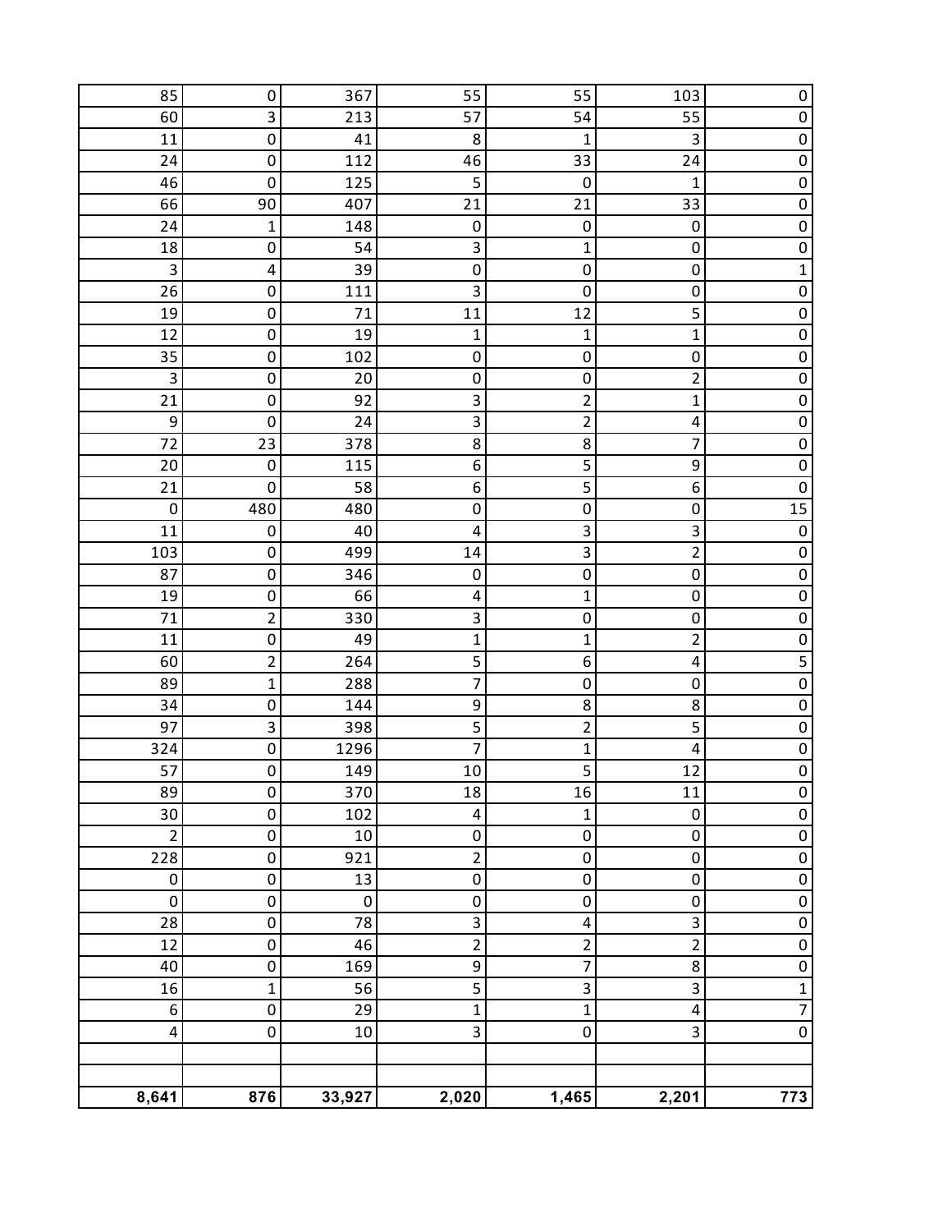| | | | | | | |
|---|---|---|---|---|---|---|
| 85 | 0 | 367 | 55 | 55 | 103 | 0 |
| 60 | 3 | 213 | 57 | 54 | 55 | 0 |
| 11 | 0 | 41 | 8 | 1 | 3 | 0 |
| 24 | 0 | 112 | 46 | 33 | 24 | 0 |
| 46 | 0 | 125 | 5 | 0 | 1 | 0 |
| 66 | 90 | 407 | 21 | 21 | 33 | 0 |
| 24 | 1 | 148 | 0 | 0 | 0 | 0 |
| 18 | 0 | 54 | 3 | 1 | 0 | 0 |
| 3 | 4 | 39 | 0 | 0 | 0 | 1 |
| 26 | 0 | 111 | 3 | 0 | 0 | 0 |
| 19 | 0 | 71 | 11 | 12 | 5 | 0 |
| 12 | 0 | 19 | 1 | 1 | 1 | 0 |
| 35 | 0 | 102 | 0 | 0 | 0 | 0 |
| 3 | 0 | 20 | 0 | 0 | 2 | 0 |
| 21 | 0 | 92 | 3 | 2 | 1 | 0 |
| 9 | 0 | 24 | 3 | 2 | 4 | 0 |
| 72 | 23 | 378 | 8 | 8 | 7 | 0 |
| 20 | 0 | 115 | 6 | 5 | 9 | 0 |
| 21 | 0 | 58 | 6 | 5 | 6 | 0 |
| 0 | 480 | 480 | 0 | 0 | 0 | 15 |
| 11 | 0 | 40 | 4 | 3 | 3 | 0 |
| 103 | 0 | 499 | 14 | 3 | 2 | 0 |
| 87 | 0 | 346 | 0 | 0 | 0 | 0 |
| 19 | 0 | 66 | 4 | 1 | 0 | 0 |
| 71 | 2 | 330 | 3 | 0 | 0 | 0 |
| 11 | 0 | 49 | 1 | 1 | 2 | 0 |
| 60 | 2 | 264 | 5 | 6 | 4 | 5 |
| 89 | 1 | 288 | 7 | 0 | 0 | 0 |
| 34 | 0 | 144 | 9 | 8 | 8 | 0 |
| 97 | 3 | 398 | 5 | 2 | 5 | 0 |
| 324 | 0 | 1296 | 7 | 1 | 4 | 0 |
| 57 | 0 | 149 | 10 | 5 | 12 | 0 |
| 89 | 0 | 370 | 18 | 16 | 11 | 0 |
| 30 | 0 | 102 | 4 | 1 | 0 | 0 |
| 2 | 0 | 10 | 0 | 0 | 0 | 0 |
| 228 | 0 | 921 | 2 | 0 | 0 | 0 |
| 0 | 0 | 13 | 0 | 0 | 0 | 0 |
| 0 | 0 | 0 | 0 | 0 | 0 | 0 |
| 28 | 0 | 78 | 3 | 4 | 3 | 0 |
| 12 | 0 | 46 | 2 | 2 | 2 | 0 |
| 40 | 0 | 169 | 9 | 7 | 8 | 0 |
| 16 | 1 | 56 | 5 | 3 | 3 | 1 |
| 6 | 0 | 29 | 1 | 1 | 4 | 7 |
| 4 | 0 | 10 | 3 | 0 | 3 | 0 |
| | | | | | | |
| | | | | | | |
| **8,641** | **876** | **33,927** | **2,020** | **1,465** | **2,201** | **773** |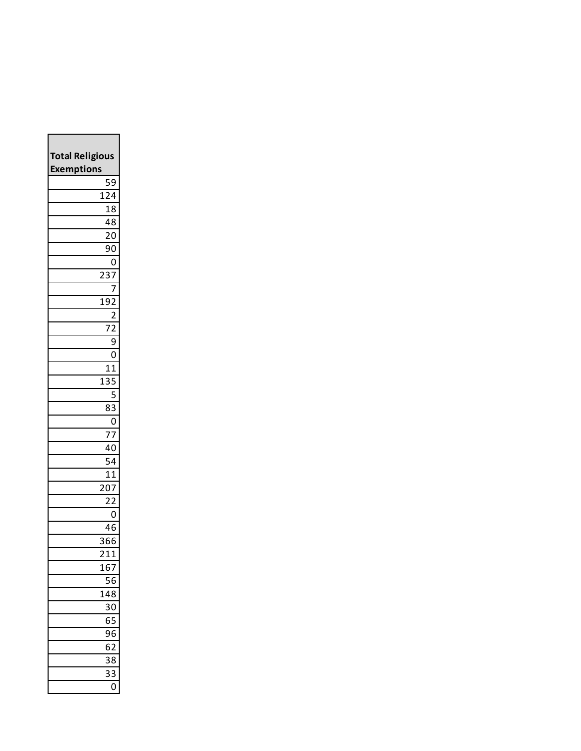| Total Religious Exemptions |
| ---: |
| 59 |
| 124 |
| 18 |
| 48 |
| 20 |
| 90 |
| 0 |
| 237 |
| 7 |
| 192 |
| 2 |
| 72 |
| 9 |
| 0 |
| 11 |
| 135 |
| 5 |
| 83 |
| 0 |
| 77 |
| 40 |
| 54 |
| 11 |
| 207 |
| 22 |
| 0 |
| 46 |
| 366 |
| 211 |
| 167 |
| 56 |
| 148 |
| 30 |
| 65 |
| 96 |
| 62 |
| 38 |
| 33 |
| 0 |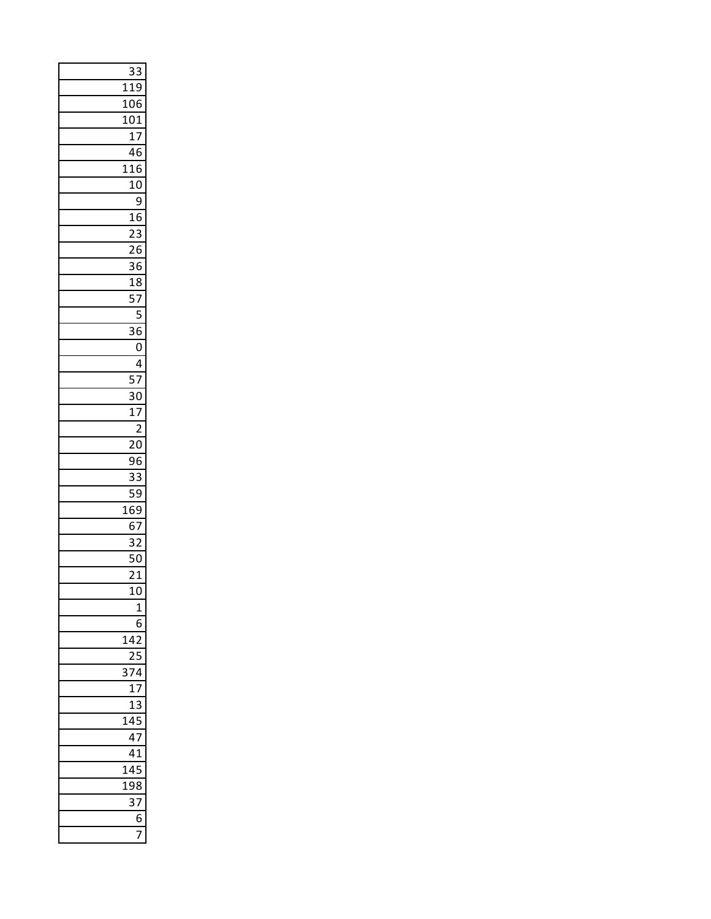| |
|---|
| 33 |
| 119 |
| 106 |
| 101 |
| 17 |
| 46 |
| 116 |
| 10 |
| 9 |
| 16 |
| 23 |
| 26 |
| 36 |
| 18 |
| 57 |
| 5 |
| 36 |
| 0 |
| 4 |
| 57 |
| 30 |
| 17 |
| 2 |
| 20 |
| 96 |
| 33 |
| 59 |
| 169 |
| 67 |
| 32 |
| 50 |
| 21 |
| 10 |
| 1 |
| 6 |
| 142 |
| 25 |
| 374 |
| 17 |
| 13 |
| 145 |
| 47 |
| 41 |
| 145 |
| 198 |
| 37 |
| 6 |
| 7 |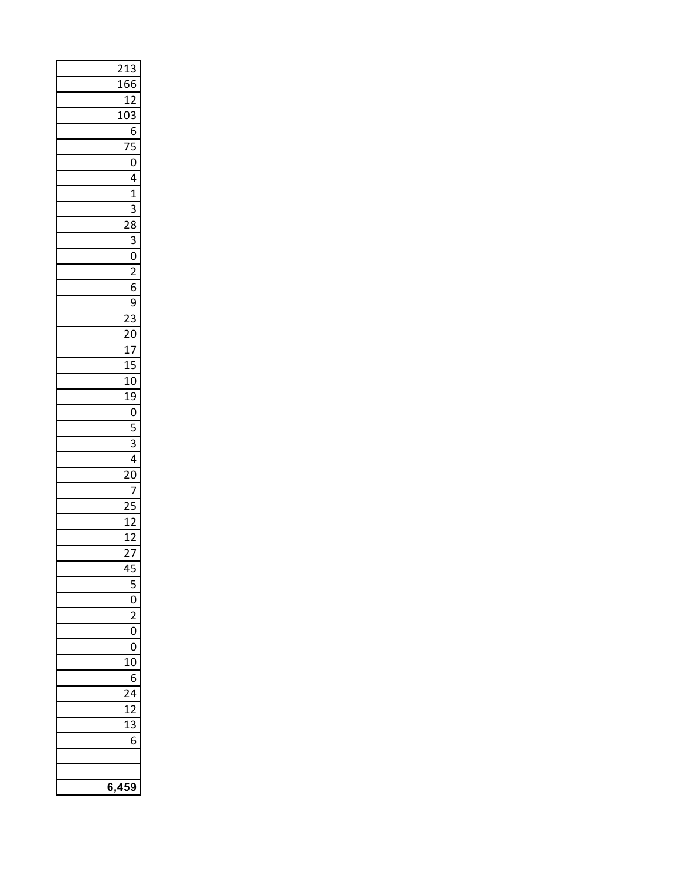| |
|---|
| 213 |
| 166 |
| 12 |
| 103 |
| 6 |
| 75 |
| 0 |
| 4 |
| 1 |
| 3 |
| 28 |
| 3 |
| 0 |
| 2 |
| 6 |
| 9 |
| 23 |
| 20 |
| 17 |
| 15 |
| 10 |
| 19 |
| 0 |
| 5 |
| 3 |
| 4 |
| 20 |
| 7 |
| 25 |
| 12 |
| 12 |
| 27 |
| 45 |
| 5 |
| 0 |
| 2 |
| 0 |
| 0 |
| 10 |
| 6 |
| 24 |
| 12 |
| 13 |
| 6 |
| |
| |
| **6,459** |